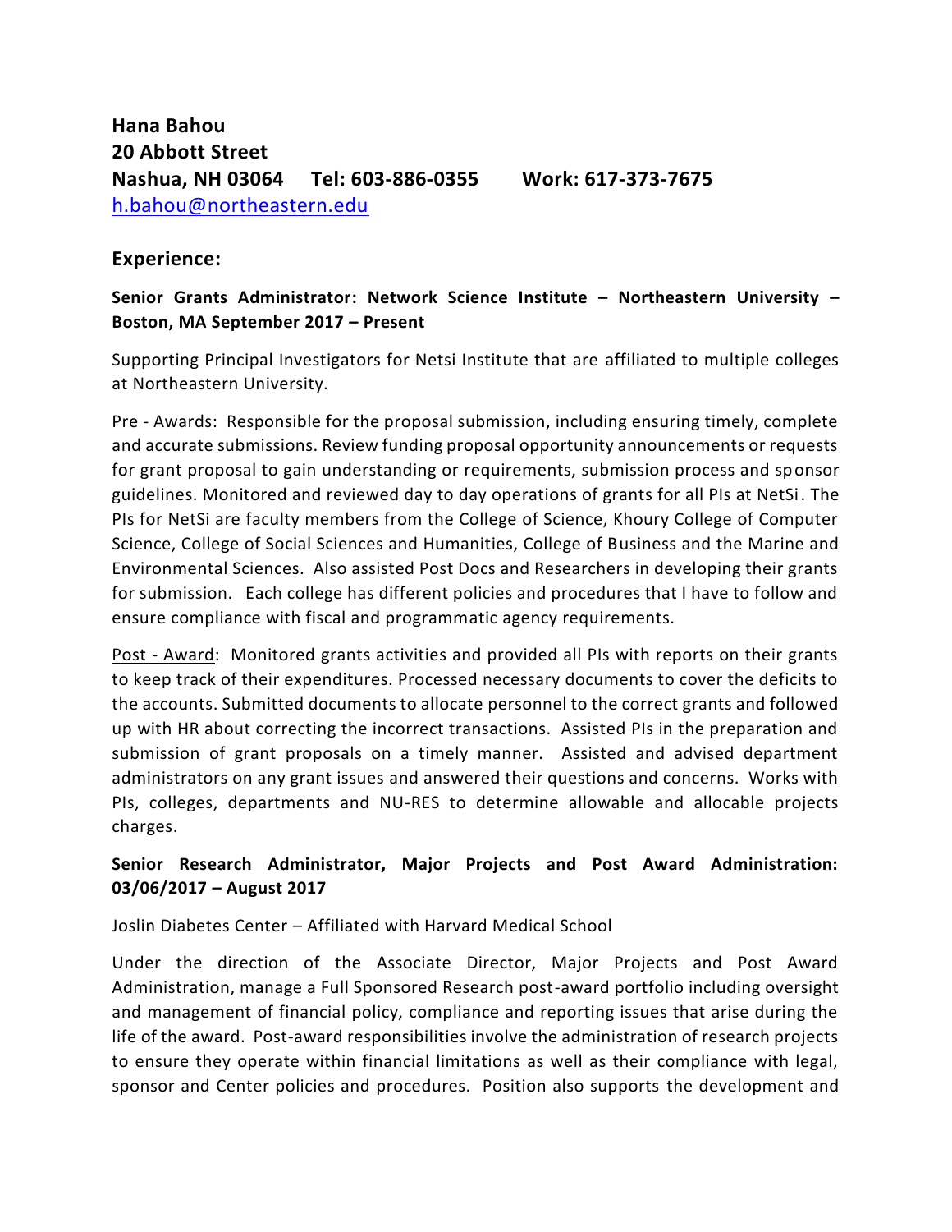**Hana Bahou**
**20 Abbott Street**
**Nashua, NH 03064 Tel: 603-886-0355 Work: 617-373-7675**
[h.bahou@northeastern.edu](mailto:h.bahou@northeastern.edu)

## Experience:

**Senior Grants Administrator: Network Science Institute – Northeastern University – Boston, MA September 2017 – Present**

Supporting Principal Investigators for Netsi Institute that are affiliated to multiple colleges at Northeastern University.

Pre - Awards: Responsible for the proposal submission, including ensuring timely, complete and accurate submissions. Review funding proposal opportunity announcements or requests for grant proposal to gain understanding or requirements, submission process and sponsor guidelines. Monitored and reviewed day to day operations of grants for all PIs at NetSi. The PIs for NetSi are faculty members from the College of Science, Khoury College of Computer Science, College of Social Sciences and Humanities, College of Business and the Marine and Environmental Sciences. Also assisted Post Docs and Researchers in developing their grants for submission. Each college has different policies and procedures that I have to follow and ensure compliance with fiscal and programmatic agency requirements.

Post - Award: Monitored grants activities and provided all PIs with reports on their grants to keep track of their expenditures. Processed necessary documents to cover the deficits to the accounts. Submitted documents to allocate personnel to the correct grants and followed up with HR about correcting the incorrect transactions. Assisted PIs in the preparation and submission of grant proposals on a timely manner. Assisted and advised department administrators on any grant issues and answered their questions and concerns. Works with PIs, colleges, departments and NU-RES to determine allowable and allocable projects charges.

**Senior Research Administrator, Major Projects and Post Award Administration: 03/06/2017 – August 2017**

Joslin Diabetes Center – Affiliated with Harvard Medical School

Under the direction of the Associate Director, Major Projects and Post Award Administration, manage a Full Sponsored Research post-award portfolio including oversight and management of financial policy, compliance and reporting issues that arise during the life of the award. Post-award responsibilities involve the administration of research projects to ensure they operate within financial limitations as well as their compliance with legal, sponsor and Center policies and procedures. Position also supports the development and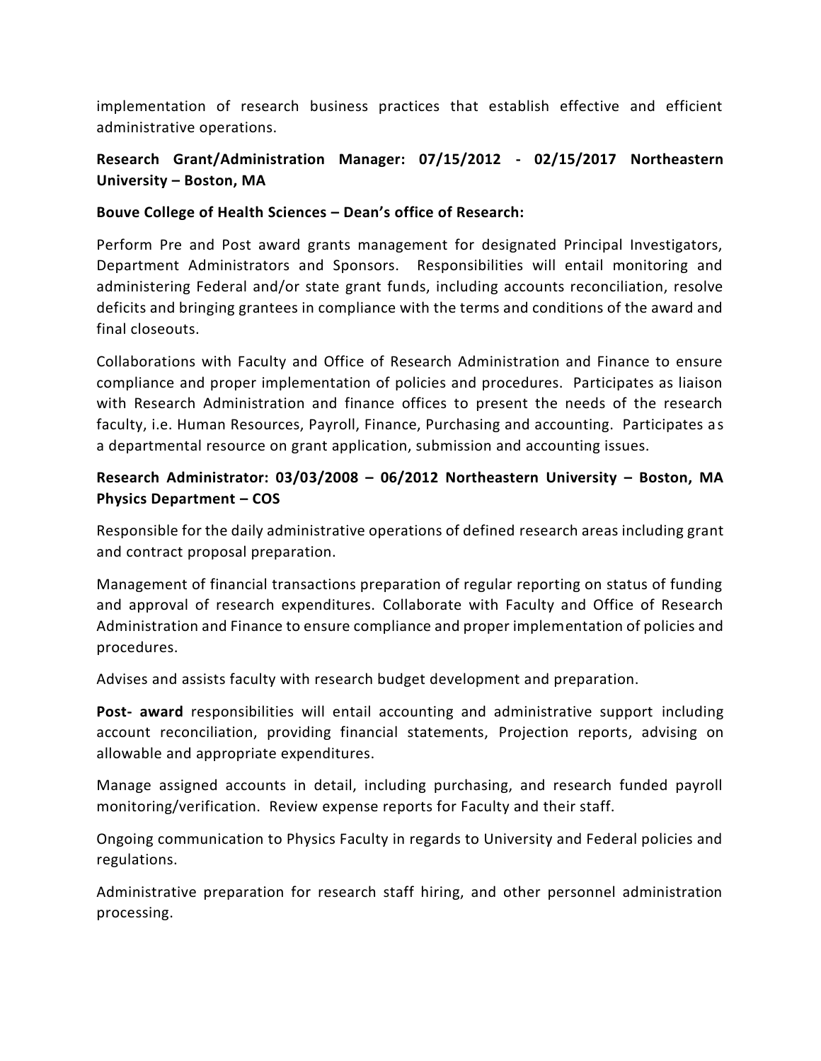implementation of research business practices that establish effective and efficient administrative operations.

**Research Grant/Administration Manager: 07/15/2012 - 02/15/2017 Northeastern University – Boston, MA**

**Bouve College of Health Sciences – Dean's office of Research:**

Perform Pre and Post award grants management for designated Principal Investigators, Department Administrators and Sponsors. Responsibilities will entail monitoring and administering Federal and/or state grant funds, including accounts reconciliation, resolve deficits and bringing grantees in compliance with the terms and conditions of the award and final closeouts.

Collaborations with Faculty and Office of Research Administration and Finance to ensure compliance and proper implementation of policies and procedures. Participates as liaison with Research Administration and finance offices to present the needs of the research faculty, i.e. Human Resources, Payroll, Finance, Purchasing and accounting. Participates as a departmental resource on grant application, submission and accounting issues.

**Research Administrator: 03/03/2008 – 06/2012 Northeastern University – Boston, MA Physics Department – COS**

Responsible for the daily administrative operations of defined research areas including grant and contract proposal preparation.

Management of financial transactions preparation of regular reporting on status of funding and approval of research expenditures. Collaborate with Faculty and Office of Research Administration and Finance to ensure compliance and proper implementation of policies and procedures.

Advises and assists faculty with research budget development and preparation.

**Post- award** responsibilities will entail accounting and administrative support including account reconciliation, providing financial statements, Projection reports, advising on allowable and appropriate expenditures.

Manage assigned accounts in detail, including purchasing, and research funded payroll monitoring/verification. Review expense reports for Faculty and their staff.

Ongoing communication to Physics Faculty in regards to University and Federal policies and regulations.

Administrative preparation for research staff hiring, and other personnel administration processing.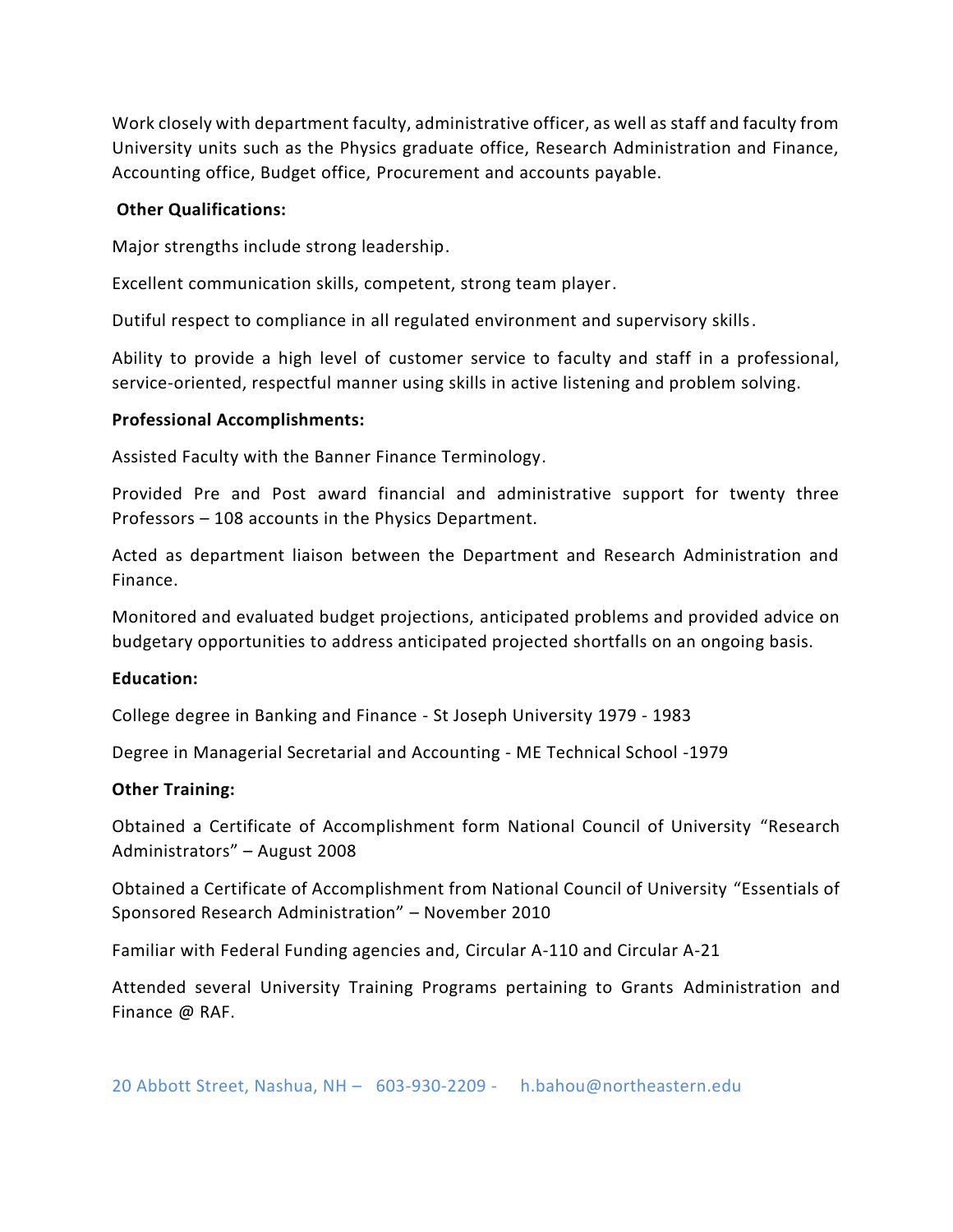Work closely with department faculty, administrative officer, as well as staff and faculty from University units such as the Physics graduate office, Research Administration and Finance, Accounting office, Budget office, Procurement and accounts payable.

**Other Qualifications:**

Major strengths include strong leadership.

Excellent communication skills, competent, strong team player.

Dutiful respect to compliance in all regulated environment and supervisory skills.

Ability to provide a high level of customer service to faculty and staff in a professional, service-oriented, respectful manner using skills in active listening and problem solving.

**Professional Accomplishments:**

Assisted Faculty with the Banner Finance Terminology.

Provided Pre and Post award financial and administrative support for twenty three Professors – 108 accounts in the Physics Department.

Acted as department liaison between the Department and Research Administration and Finance.

Monitored and evaluated budget projections, anticipated problems and provided advice on budgetary opportunities to address anticipated projected shortfalls on an ongoing basis.

**Education:**

College degree in Banking and Finance - St Joseph University 1979 - 1983

Degree in Managerial Secretarial and Accounting - ME Technical School -1979

**Other Training:**

Obtained a Certificate of Accomplishment form National Council of University "Research Administrators" – August 2008

Obtained a Certificate of Accomplishment from National Council of University "Essentials of Sponsored Research Administration" – November 2010

Familiar with Federal Funding agencies and, Circular A-110 and Circular A-21

Attended several University Training Programs pertaining to Grants Administration and Finance @ RAF.

20 Abbott Street, Nashua, NH – 603-930-2209 - h.bahou@northeastern.edu